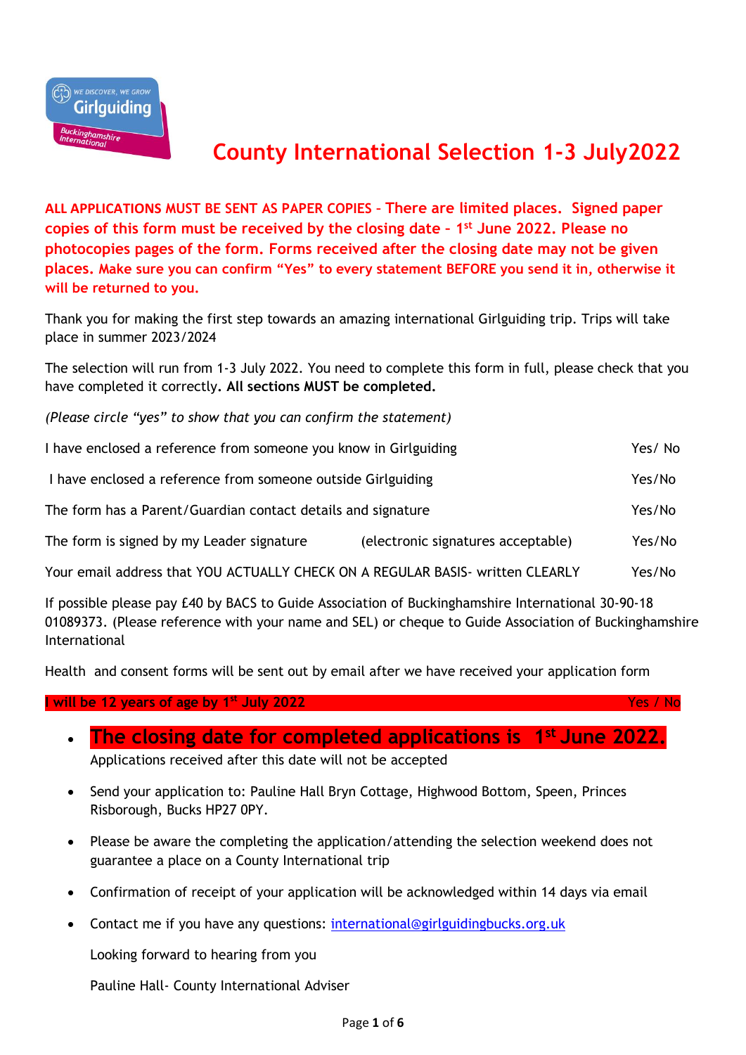Girlguiding Buckinghamshire International

# County International Selection 1-3 July2022

**ALL APPLICATIONS MUST BE SENT AS PAPER COPIES – There are limited places. Signed paper copies of this form must be received by the closing date – 1st June 2022. Please no photocopies pages of the form. Forms received after the closing date may not be given places. Make sure you can confirm "Yes" to every statement BEFORE you send it in, otherwise it will be returned to you.**

Thank you for making the first step towards an amazing international Girlguiding trip. Trips will take place in summer 2023/2024

The selection will run from 1-3 July 2022. You need to complete this form in full, please check that you have completed it correctly**. All sections MUST be completed.**

*(Please circle "yes" to show that you can confirm the statement)*

| | |
|---|---|
| I have enclosed a reference from someone you know in Girlguiding | Yes/ No |
| I have enclosed a reference from someone outside Girlguiding | Yes/No |
| The form has a Parent/Guardian contact details and signature | Yes/No |
| The form is signed by my Leader signature (electronic signatures acceptable) | Yes/No |
| Your email address that YOU ACTUALLY CHECK ON A REGULAR BASIS- written CLEARLY | Yes/No |

If possible please pay £40 by BACS to Guide Association of Buckinghamshire International 30-90-18 01089373. (Please reference with your name and SEL) or cheque to Guide Association of Buckinghamshire International

Health and consent forms will be sent out by email after we have received your application form

**I will be 12 years of age by 1st July 2022** Yes / No

- **The closing date for completed applications is 1st June 2022.** Applications received after this date will not be accepted
- Send your application to: Pauline Hall Bryn Cottage, Highwood Bottom, Speen, Princes Risborough, Bucks HP27 0PY.
- Please be aware the completing the application/attending the selection weekend does not guarantee a place on a County International trip
- Confirmation of receipt of your application will be acknowledged within 14 days via email
- Contact me if you have any questions: international@girlguidingbucks.org.uk

  Looking forward to hearing from you

  Pauline Hall- County International Adviser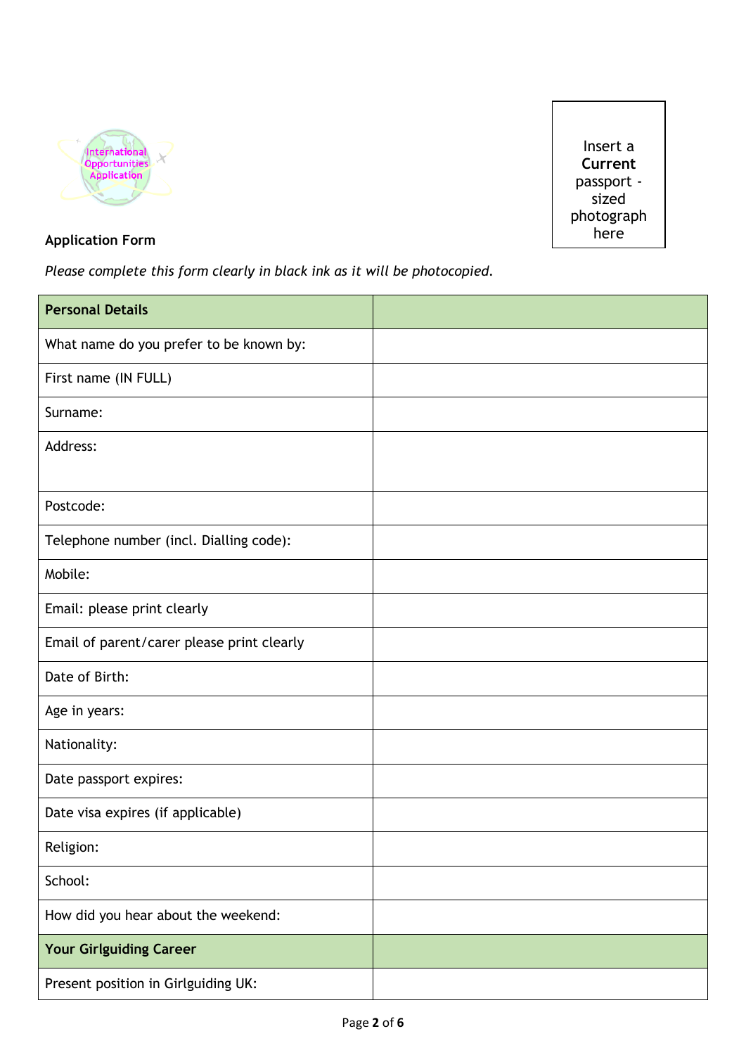International Opportunities Application

Insert a **Current** passport - sized photograph here

**Application Form**

*Please complete this form clearly in black ink as it will be photocopied.*

| **Personal Details** | |
|---|---|
| What name do you prefer to be known by: | |
| First name (IN FULL) | |
| Surname: | |
| Address: | |
| Postcode: | |
| Telephone number (incl. Dialling code): | |
| Mobile: | |
| Email: please print clearly | |
| Email of parent/carer please print clearly | |
| Date of Birth: | |
| Age in years: | |
| Nationality: | |
| Date passport expires: | |
| Date visa expires (if applicable) | |
| Religion: | |
| School: | |
| How did you hear about the weekend: | |
| **Your Girlguiding Career** | |
| Present position in Girlguiding UK: | |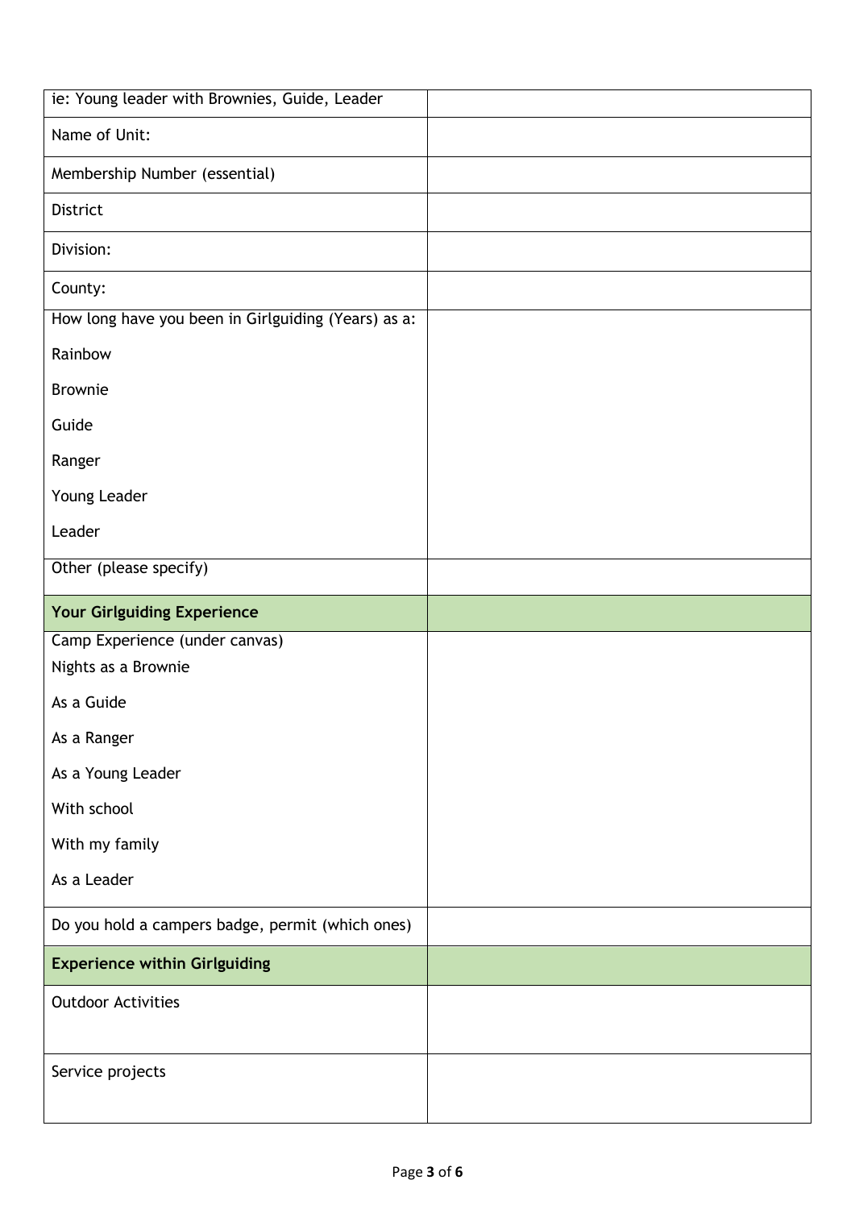| ie: Young leader with Brownies, Guide, Leader | |
|---|---|
| Name of Unit: | |
| Membership Number (essential) | |
| District | |
| Division: | |
| County: | |
| How long have you been in Girlguiding (Years) as a:<br><br>Rainbow<br><br>Brownie<br><br>Guide<br><br>Ranger<br><br>Young Leader<br><br>Leader | |
| Other (please specify) | |
| **Your Girlguiding Experience** | |
| Camp Experience (under canvas)<br>Nights as a Brownie<br><br>As a Guide<br><br>As a Ranger<br><br>As a Young Leader<br><br>With school<br><br>With my family<br><br>As a Leader | |
| Do you hold a campers badge, permit (which ones) | |
| **Experience within Girlguiding** | |
| Outdoor Activities | |
| Service projects | |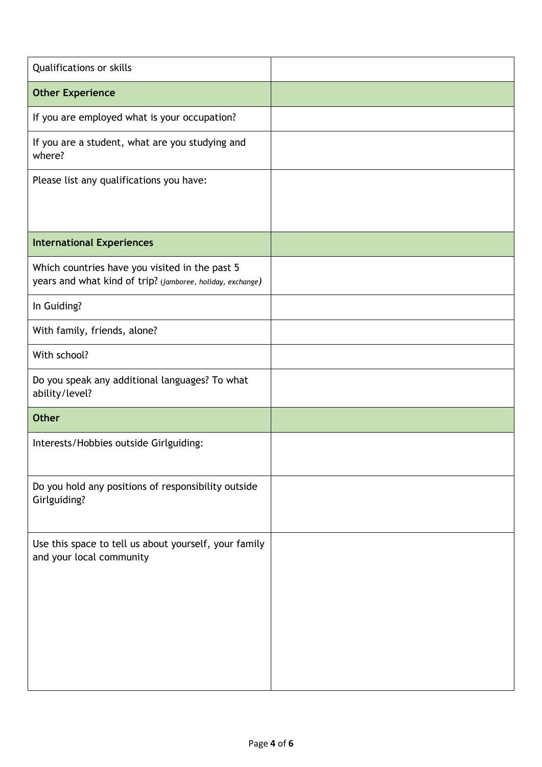| Qualifications or skills | |
|---|---|
| **Other Experience** | |
| If you are employed what is your occupation? | |
| If you are a student, what are you studying and where? | |
| Please list any qualifications you have: | |
| **International Experiences** | |
| Which countries have you visited in the past 5 years and what kind of trip? *(jamboree, holiday, exchange)* | |
| In Guiding? | |
| With family, friends, alone? | |
| With school? | |
| Do you speak any additional languages? To what ability/level? | |
| **Other** | |
| Interests/Hobbies outside Girlguiding: | |
| Do you hold any positions of responsibility outside Girlguiding? | |
| Use this space to tell us about yourself, your family and your local community | |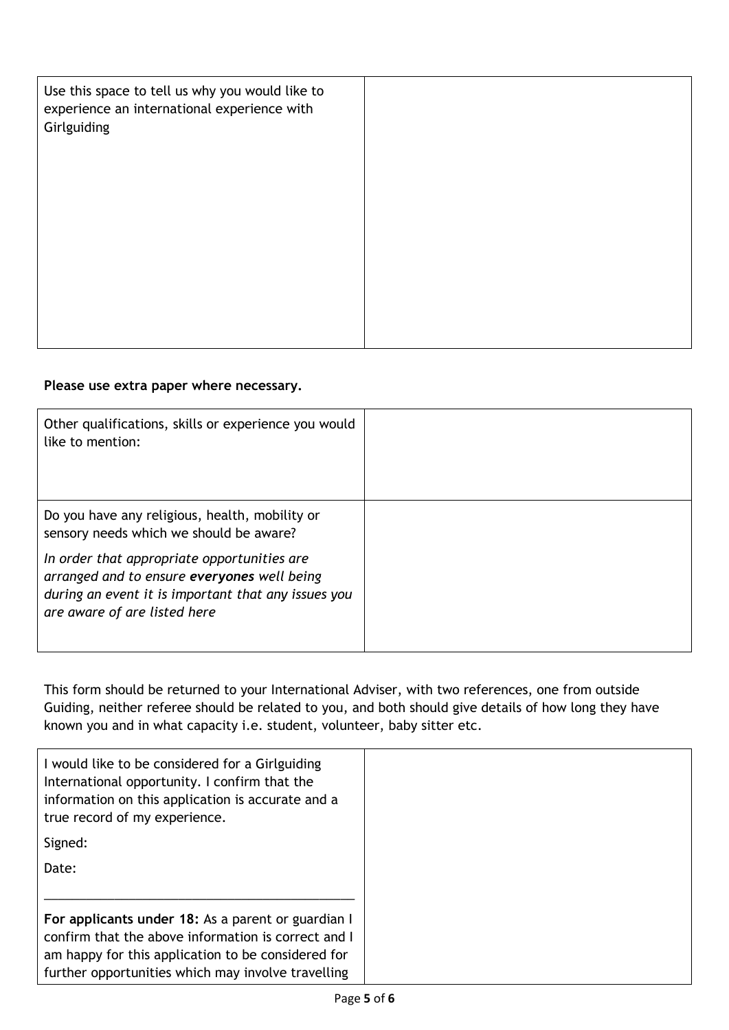| Use this space to tell us why you would like to experience an international experience with Girlguiding | |
|---|---|

**Please use extra paper where necessary.**

| Other qualifications, skills or experience you would like to mention: | |
|---|---|
| Do you have any religious, health, mobility or sensory needs which we should be aware?<br><br>*In order that appropriate opportunities are arranged and to ensure **everyones** well being during an event it is important that any issues you are aware of are listed here* | |

This form should be returned to your International Adviser, with two references, one from outside Guiding, neither referee should be related to you, and both should give details of how long they have known you and in what capacity i.e. student, volunteer, baby sitter etc.

| I would like to be considered for a Girlguiding International opportunity. I confirm that the information on this application is accurate and a true record of my experience.<br><br>Signed:<br><br>Date:<br><br>______________________________<br><br>**For applicants under 18:** As a parent or guardian I confirm that the above information is correct and I am happy for this application to be considered for further opportunities which may involve travelling | |
|---|---|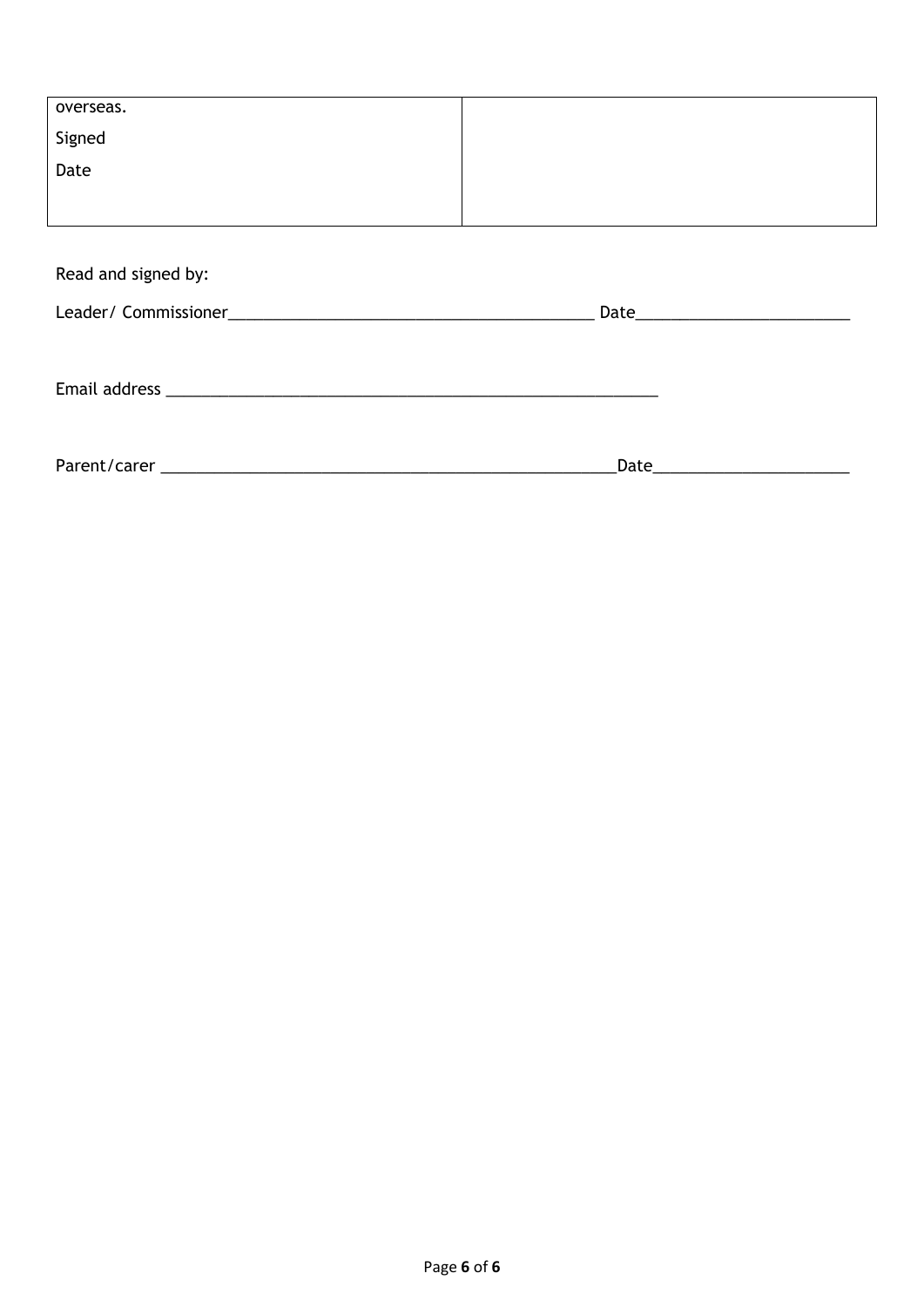| | |
|---|---|
| overseas.<br>Signed<br>Date | |

Read and signed by:

Leader/ Commissioner__________________________________________ Date_________________________

Email address ___________________________________________________________

Parent/carer ______________________________________________________Date_______________________